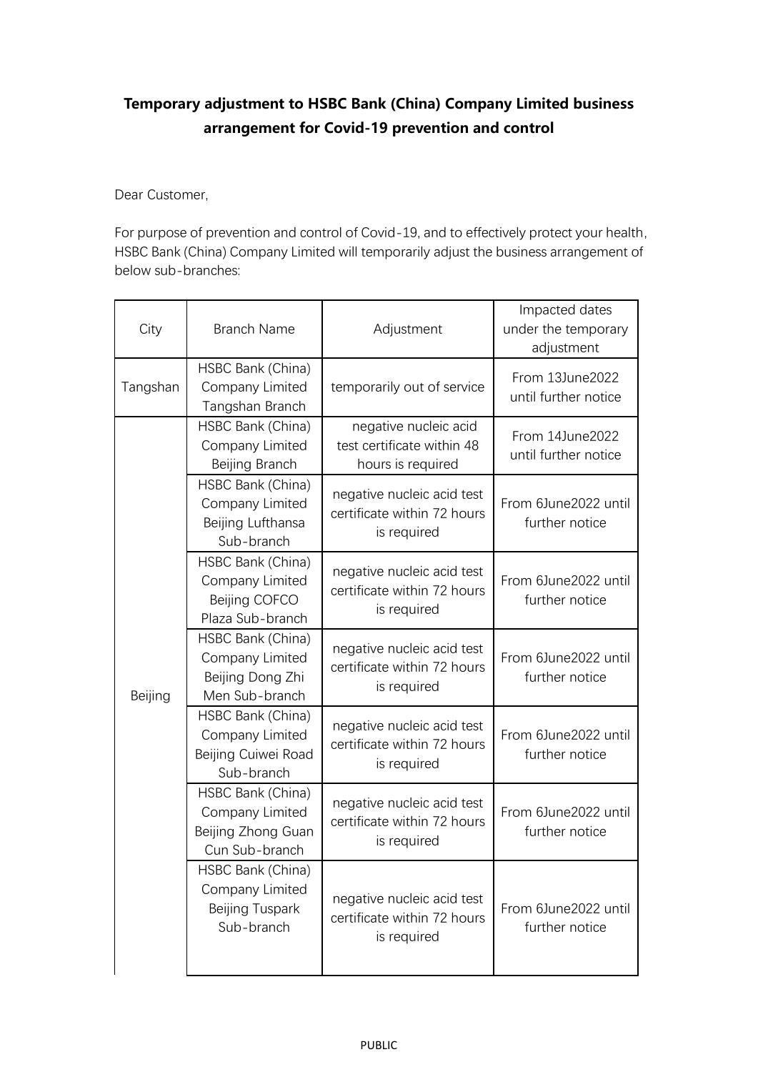**Temporary adjustment to HSBC Bank (China) Company Limited business arrangement for Covid-19 prevention and control**

Dear Customer,

For purpose of prevention and control of Covid-19, and to effectively protect your health, HSBC Bank (China) Company Limited will temporarily adjust the business arrangement of below sub-branches:

| City | Branch Name | Adjustment | Impacted dates under the temporary adjustment |
|---|---|---|---|
| Tangshan | HSBC Bank (China) Company Limited Tangshan Branch | temporarily out of service | From 13June2022 until further notice |
| Beijing | HSBC Bank (China) Company Limited Beijing Branch | negative nucleic acid test certificate within 48 hours is required | From 14June2022 until further notice |
| | HSBC Bank (China) Company Limited Beijing Lufthansa Sub-branch | negative nucleic acid test certificate within 72 hours is required | From 6June2022 until further notice |
| | HSBC Bank (China) Company Limited Beijing COFCO Plaza Sub-branch | negative nucleic acid test certificate within 72 hours is required | From 6June2022 until further notice |
| | HSBC Bank (China) Company Limited Beijing Dong Zhi Men Sub-branch | negative nucleic acid test certificate within 72 hours is required | From 6June2022 until further notice |
| | HSBC Bank (China) Company Limited Beijing Cuiwei Road Sub-branch | negative nucleic acid test certificate within 72 hours is required | From 6June2022 until further notice |
| | HSBC Bank (China) Company Limited Beijing Zhong Guan Cun Sub-branch | negative nucleic acid test certificate within 72 hours is required | From 6June2022 until further notice |
| | HSBC Bank (China) Company Limited Beijing Tuspark Sub-branch | negative nucleic acid test certificate within 72 hours is required | From 6June2022 until further notice |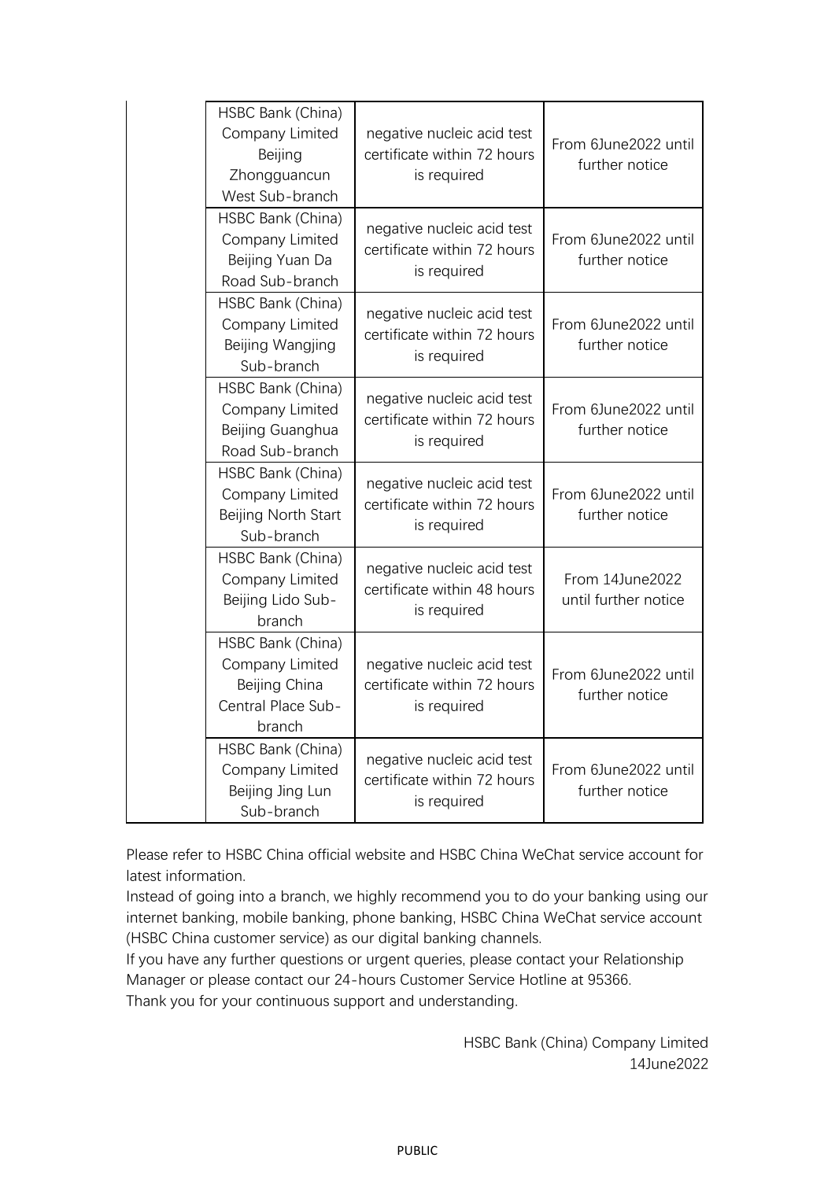| | | | |
|---|---|---|---|
| | HSBC Bank (China) Company Limited Beijing Zhongguancun West Sub-branch | negative nucleic acid test certificate within 72 hours is required | From 6June2022 until further notice |
| | HSBC Bank (China) Company Limited Beijing Yuan Da Road Sub-branch | negative nucleic acid test certificate within 72 hours is required | From 6June2022 until further notice |
| | HSBC Bank (China) Company Limited Beijing Wangjing Sub-branch | negative nucleic acid test certificate within 72 hours is required | From 6June2022 until further notice |
| | HSBC Bank (China) Company Limited Beijing Guanghua Road Sub-branch | negative nucleic acid test certificate within 72 hours is required | From 6June2022 until further notice |
| | HSBC Bank (China) Company Limited Beijing North Start Sub-branch | negative nucleic acid test certificate within 72 hours is required | From 6June2022 until further notice |
| | HSBC Bank (China) Company Limited Beijing Lido Sub-branch | negative nucleic acid test certificate within 48 hours is required | From 14June2022 until further notice |
| | HSBC Bank (China) Company Limited Beijing China Central Place Sub-branch | negative nucleic acid test certificate within 72 hours is required | From 6June2022 until further notice |
| | HSBC Bank (China) Company Limited Beijing Jing Lun Sub-branch | negative nucleic acid test certificate within 72 hours is required | From 6June2022 until further notice |

Please refer to HSBC China official website and HSBC China WeChat service account for latest information.

Instead of going into a branch, we highly recommend you to do your banking using our internet banking, mobile banking, phone banking, HSBC China WeChat service account (HSBC China customer service) as our digital banking channels.

If you have any further questions or urgent queries, please contact your Relationship Manager or please contact our 24-hours Customer Service Hotline at 95366.

Thank you for your continuous support and understanding.

HSBC Bank (China) Company Limited

14June2022

PUBLIC